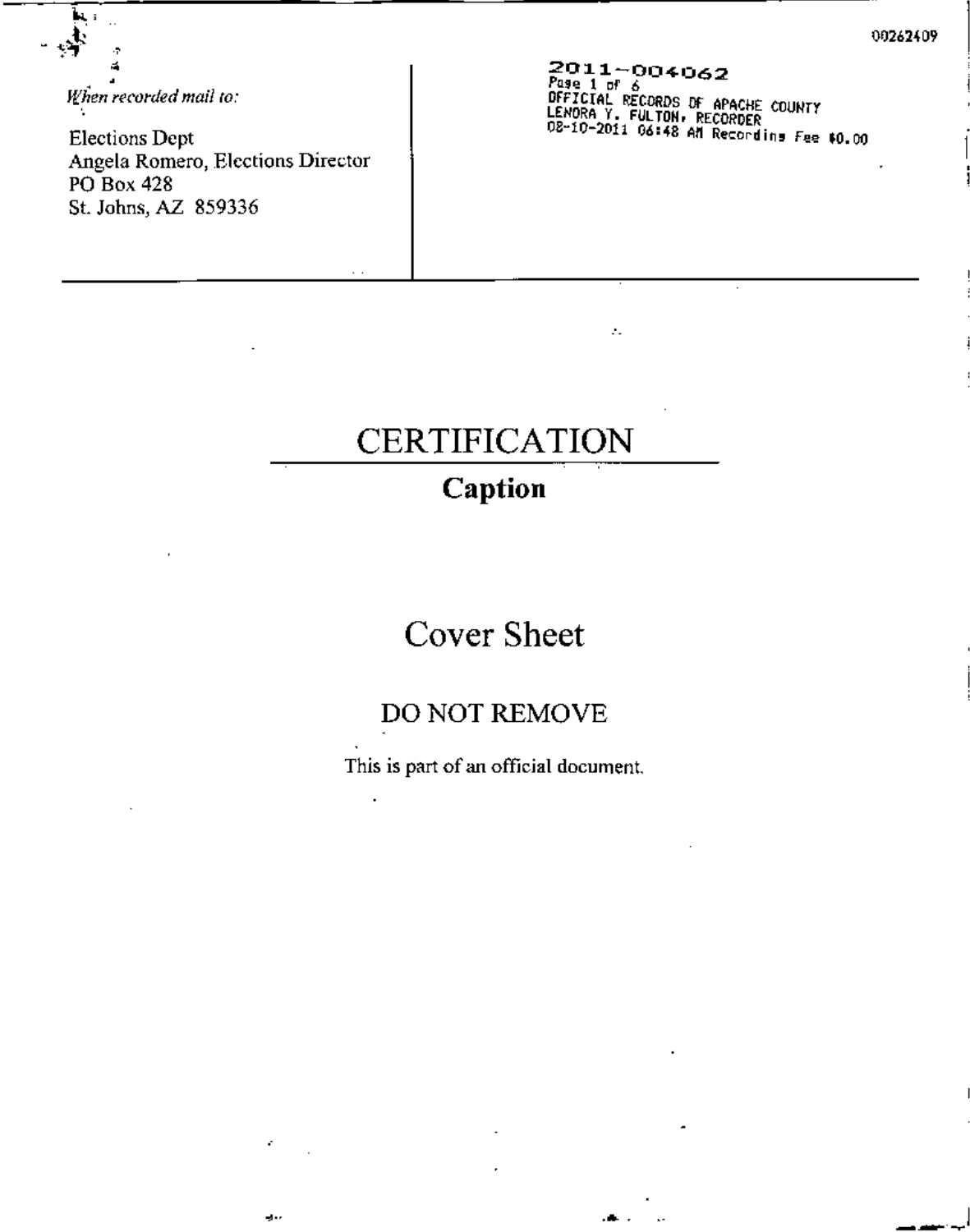00262409

*When recorded mail to:*

Elections Dept
Angela Romero, Elections Director
PO Box 428
St. Johns, AZ 859336

2011-004062
Page 1 of 6
OFFICIAL RECORDS OF APACHE COUNTY
LENORA Y. FULTON, RECORDER
08-10-2011 06:48 AM Recording Fee $0.00

# CERTIFICATION

## Caption

# Cover Sheet

## DO NOT REMOVE

This is part of an official document.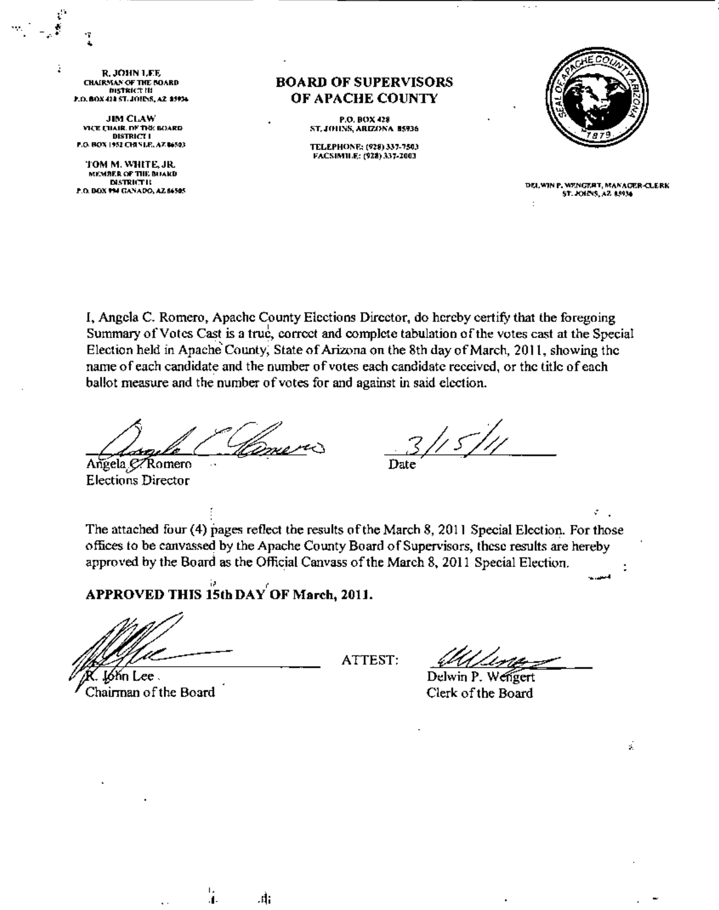R. JOHN LEE
CHAIRMAN OF THE BOARD
DISTRICT III
P.O. BOX 428 ST. JOHNS, AZ 85936

JIM CLAW
VICE CHAIR. OF THE BOARD
DISTRICT I
P.O. BOX 1952 CHINLE, AZ 86503

TOM M. WHITE, JR.
MEMBER OF THE BOARD
DISTRICT II
P.O. BOX 994 GANADO, AZ 86505

# BOARD OF SUPERVISORS OF APACHE COUNTY

P.O. BOX 428
ST. JOHNS, ARIZONA 85936

TELEPHONE: (928) 337-7503
FACSIMILE: (928) 337-2003

SEAL OF APACHE COUNTY ARIZONA 1879

DELWIN P. WENGERT, MANAGER-CLERK
ST. JOHNS, AZ 85936

I, Angela C. Romero, Apache County Elections Director, do hereby certify that the foregoing Summary of Votes Cast is a true, correct and complete tabulation of the votes cast at the Special Election held in Apache County, State of Arizona on the 8th day of March, 2011, showing the name of each candidate and the number of votes each candidate received, or the title of each ballot measure and the number of votes for and against in said election.

Angela C. Romero
Elections Director

Date 3/15/11

The attached four (4) pages reflect the results of the March 8, 2011 Special Election. For those offices to be canvassed by the Apache County Board of Supervisors, these results are hereby approved by the Board as the Official Canvass of the March 8, 2011 Special Election.

**APPROVED THIS 15th DAY OF March, 2011.**

R. John Lee
Chairman of the Board

ATTEST:

Delwin P. Wengert
Clerk of the Board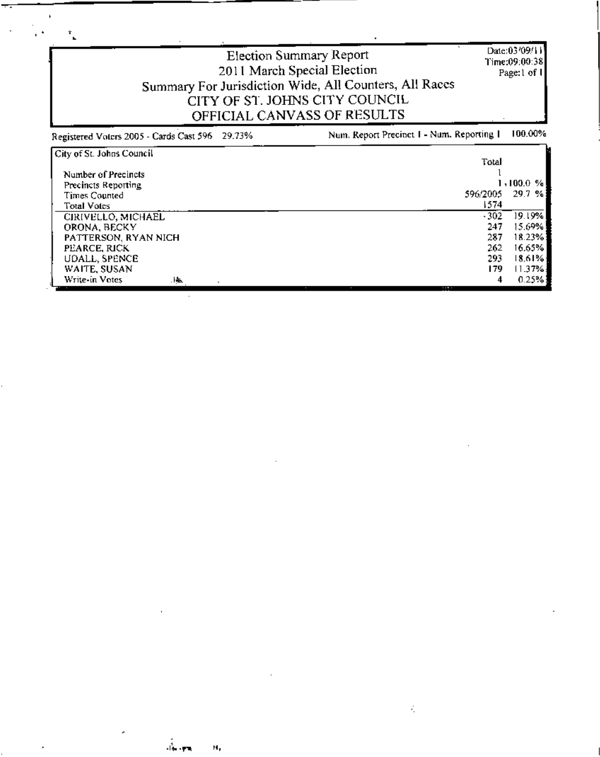# Election Summary Report

## 2011 March Special Election

## Summary For Jurisdiction Wide, All Counters, All Races

## CITY OF ST. JOHNS CITY COUNCIL

## OFFICIAL CANVASS OF RESULTS

Date:03/09/11
Time:09:00:38
Page:1 of 1

Registered Voters 2005 - Cards Cast 596 29.73% | Num. Report Precinct 1 - Num. Reporting 1 100.00%

| City of St. Johns Council | Total | |
|---|---|---|
| Number of Precincts | 1 | |
| Precincts Reporting | 1 | 100.0 % |
| Times Counted | 596/2005 | 29.7 % |
| Total Votes | 1574 | |
| CIRIVELLO, MICHAEL | 302 | 19.19% |
| ORONA, BECKY | 247 | 15.69% |
| PATTERSON, RYAN NICH | 287 | 18.23% |
| PEARCE, RICK | 262 | 16.65% |
| UDALL, SPENCE | 293 | 18.61% |
| WAITE, SUSAN | 179 | 11.37% |
| Write-in Votes | 4 | 0.25% |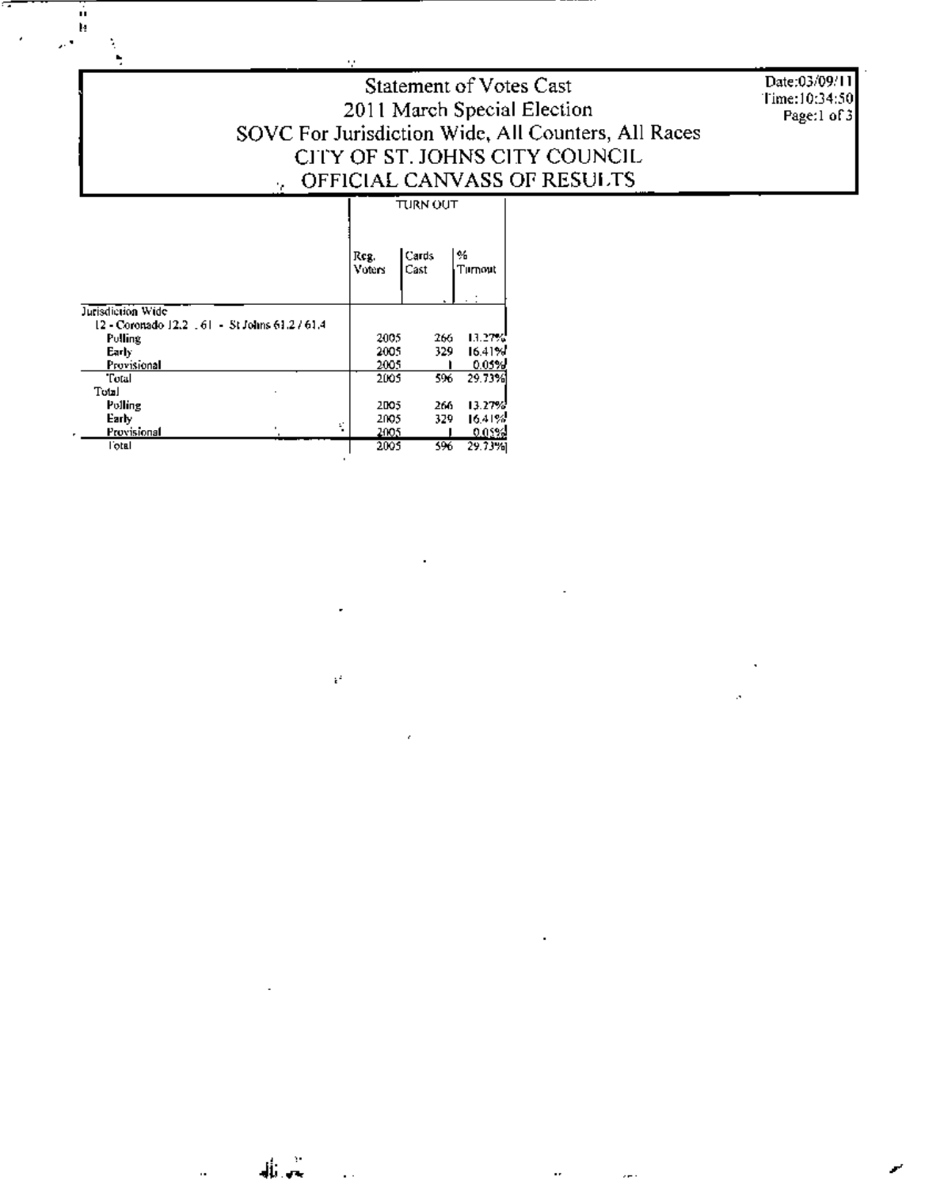# Statement of Votes Cast
## 2011 March Special Election
## SOVC For Jurisdiction Wide, All Counters, All Races
## CITY OF ST. JOHNS CITY COUNCIL
## OFFICIAL CANVASS OF RESULTS

Date:03/09/11
Time:10:34:50

| | TURN OUT | | |
|---|---|---|---|
| | Reg. Voters | Cards Cast | % Turnout |
| **Jurisdiction Wide** | | | |
| 12 - Coronado 12.2 . 61 - St Johns 61.2 / 61.4 | | | |
| Polling | 2005 | 266 | 13.27% |
| Early | 2005 | 329 | 16.41% |
| Provisional | 2005 | 1 | 0.05% |
| Total | 2005 | 596 | 29.73% |
| **Total** | | | |
| Polling | 2005 | 266 | 13.27% |
| Early | 2005 | 329 | 16.41% |
| Provisional | 2005 | 1 | 0.05% |
| Total | 2005 | 596 | 29.73% |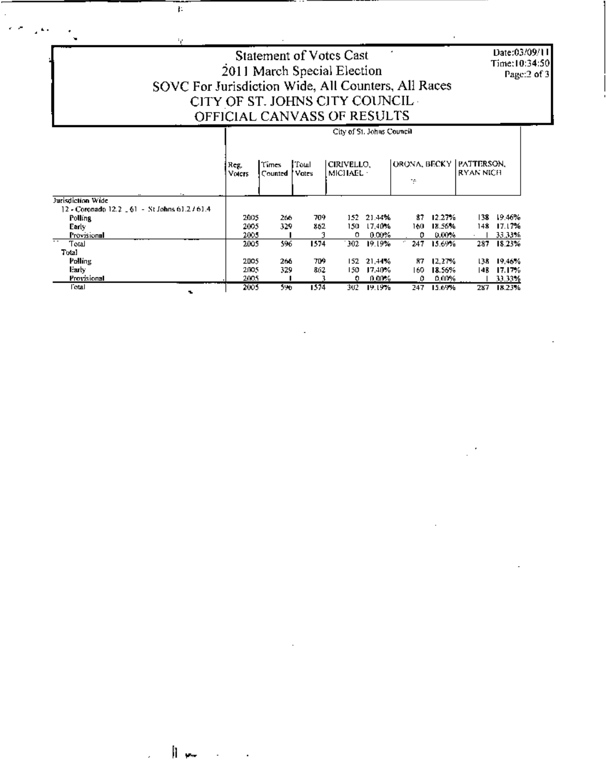Date:03/09/11
Time:10:34:50

# Statement of Votes Cast
## 2011 March Special Election
## SOVC For Jurisdiction Wide, All Counters, All Races
## CITY OF ST. JOHNS CITY COUNCIL
## OFFICIAL CANVASS OF RESULTS

| | City of St. Johns Council | | | | | | | | |
|---|---|---|---|---|---|---|---|---|---|
| | Reg. Voters | Times Counted | Total Votes | CIRIVELLO, MICHAEL | | ORONA, BECKY | | PATTERSON, RYAN NICH | |
| **Jurisdiction Wide** | | | | | | | | | |
| 12 - Coronado 12.2 _ 61 - St Johns 61.2 / 61.4 | | | | | | | | | |
| Polling | 2005 | 266 | 709 | 152 | 21.44% | 87 | 12.27% | 138 | 19.46% |
| Early | 2005 | 329 | 862 | 150 | 17.40% | 160 | 18.56% | 148 | 17.17% |
| Provisional | 2005 | 1 | 3 | 0 | 0.00% | 0 | 0.00% | 1 | 33.33% |
| Total | 2005 | 596 | 1574 | 302 | 19.19% | 247 | 15.69% | 287 | 18.23% |
| **Total** | | | | | | | | | |
| Polling | 2005 | 266 | 709 | 152 | 21.44% | 87 | 12.27% | 138 | 19.46% |
| Early | 2005 | 329 | 862 | 150 | 17.40% | 160 | 18.56% | 148 | 17.17% |
| Provisional | 2005 | 1 | 3 | 0 | 0.00% | 0 | 0.00% | 1 | 33.33% |
| Total | 2005 | 596 | 1574 | 302 | 19.19% | 247 | 15.69% | 287 | 18.23% |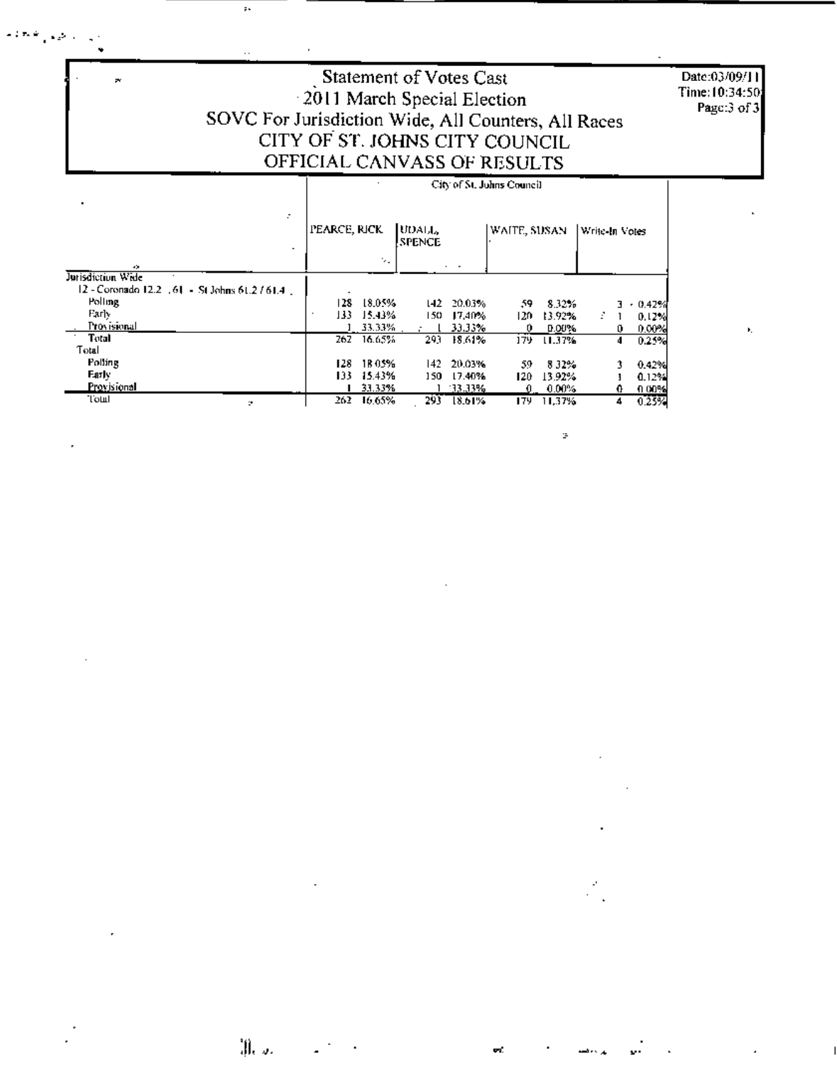# Statement of Votes Cast
## 2011 March Special Election
## SOVC For Jurisdiction Wide, All Counters, All Races
## CITY OF ST. JOHNS CITY COUNCIL
## OFFICIAL CANVASS OF RESULTS

Date:03/09/11
Time:10:34:50

| | City of St. Johns Council | | | | | | | |
|---|---|---|---|---|---|---|---|---|
| | PEARCE, RICK | | UDALL, SPENCE | | WAITE, SUSAN | | Write-In Votes | |
| **Jurisdiction Wide** | | | | | | | | |
| 12 - Coronado 12.2 , 61 - St Johns 61.2 / 61.4 | | | | | | | | |
| Polling | 128 | 18.05% | 142 | 20.03% | 59 | 8.32% | 3 | 0.42% |
| Early | 133 | 15.43% | 150 | 17.40% | 120 | 13.92% | 1 | 0.12% |
| Provisional | 1 | 33.33% | 1 | 33.33% | 0 | 0.00% | 0 | 0.00% |
| Total | 262 | 16.65% | 293 | 18.61% | 179 | 11.37% | 4 | 0.25% |
| **Total** | | | | | | | | |
| Polling | 128 | 18.05% | 142 | 20.03% | 59 | 8.32% | 3 | 0.42% |
| Early | 133 | 15.43% | 150 | 17.40% | 120 | 13.92% | 1 | 0.12% |
| Provisional | 1 | 33.33% | 1 | 33.33% | 0 | 0.00% | 0 | 0.00% |
| Total | 262 | 16.65% | 293 | 18.61% | 179 | 11.37% | 4 | 0.25% |